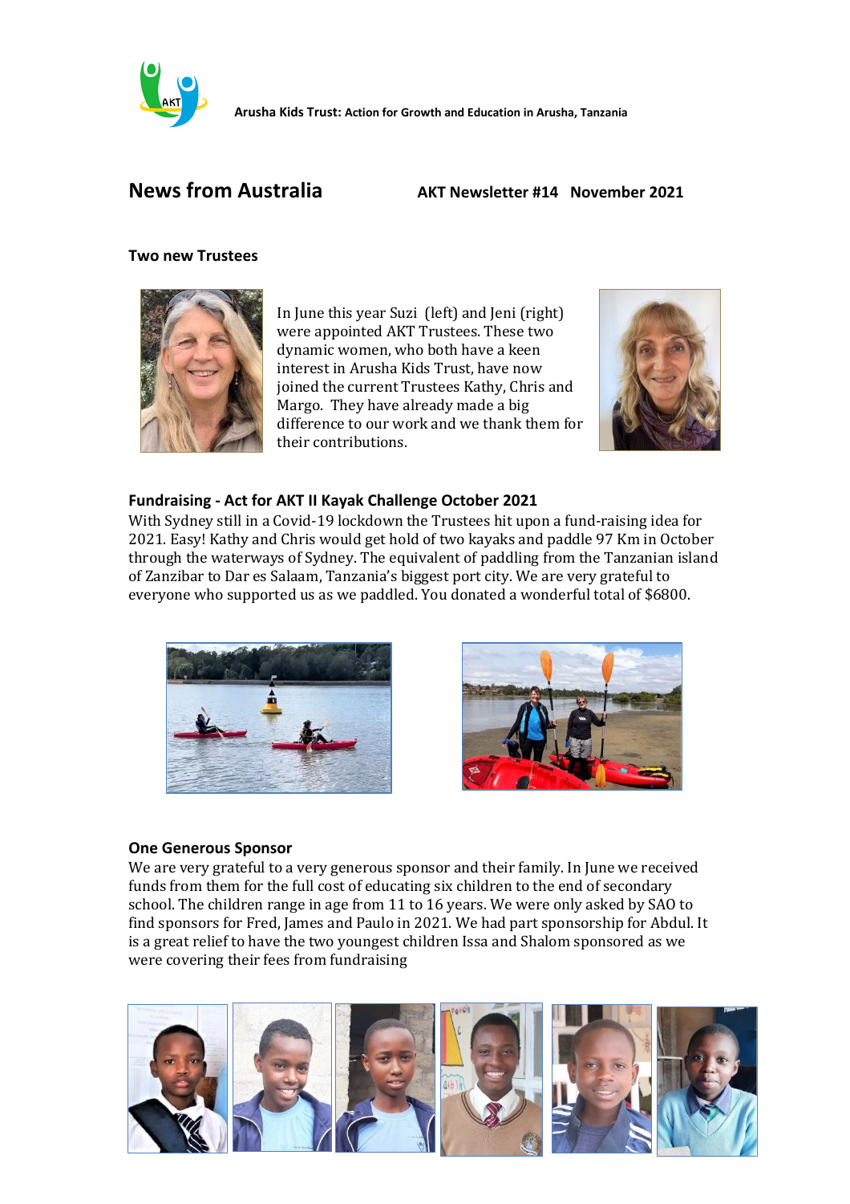**Arusha Kids Trust:** Action for Growth and Education in Arusha, Tanzania

## News from Australia

**AKT Newsletter #14 November 2021**

### Two new Trustees

In June this year Suzi (left) and Jeni (right) were appointed AKT Trustees. These two dynamic women, who both have a keen interest in Arusha Kids Trust, have now joined the current Trustees Kathy, Chris and Margo. They have already made a big difference to our work and we thank them for their contributions.

### Fundraising - Act for AKT II Kayak Challenge October 2021

With Sydney still in a Covid-19 lockdown the Trustees hit upon a fund-raising idea for 2021. Easy! Kathy and Chris would get hold of two kayaks and paddle 97 Km in October through the waterways of Sydney. The equivalent of paddling from the Tanzanian island of Zanzibar to Dar es Salaam, Tanzania's biggest port city. We are very grateful to everyone who supported us as we paddled. You donated a wonderful total of $6800.

### One Generous Sponsor

We are very grateful to a very generous sponsor and their family. In June we received funds from them for the full cost of educating six children to the end of secondary school. The children range in age from 11 to 16 years. We were only asked by SAO to find sponsors for Fred, James and Paulo in 2021. We had part sponsorship for Abdul. It is a great relief to have the two youngest children Issa and Shalom sponsored as we were covering their fees from fundraising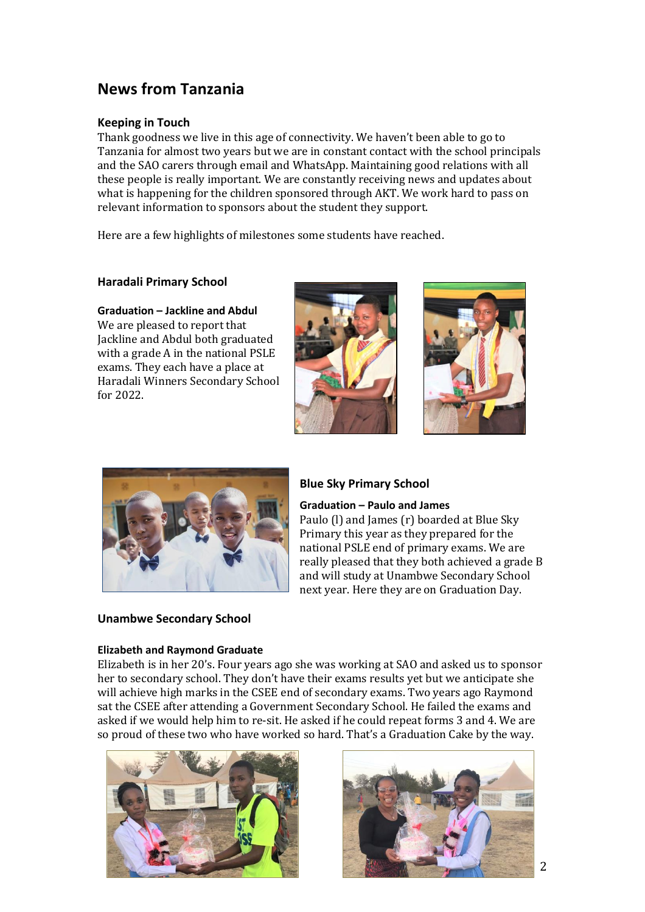## News from Tanzania

### Keeping in Touch

Thank goodness we live in this age of connectivity. We haven't been able to go to Tanzania for almost two years but we are in constant contact with the school principals and the SAO carers through email and WhatsApp. Maintaining good relations with all these people is really important. We are constantly receiving news and updates about what is happening for the children sponsored through AKT. We work hard to pass on relevant information to sponsors about the student they support.

Here are a few highlights of milestones some students have reached.

### Haradali Primary School

**Graduation – Jackline and Abdul**

We are pleased to report that Jackline and Abdul both graduated with a grade A in the national PSLE exams. They each have a place at Haradali Winners Secondary School for 2022.

### Blue Sky Primary School

**Graduation – Paulo and James**

Paulo (l) and James (r) boarded at Blue Sky Primary this year as they prepared for the national PSLE end of primary exams. We are really pleased that they both achieved a grade B and will study at Unambwe Secondary School next year. Here they are on Graduation Day.

### Unambwe Secondary School

**Elizabeth and Raymond Graduate**

Elizabeth is in her 20's. Four years ago she was working at SAO and asked us to sponsor her to secondary school. They don't have their exams results yet but we anticipate she will achieve high marks in the CSEE end of secondary exams. Two years ago Raymond sat the CSEE after attending a Government Secondary School. He failed the exams and asked if we would help him to re-sit. He asked if he could repeat forms 3 and 4. We are so proud of these two who have worked so hard. That's a Graduation Cake by the way.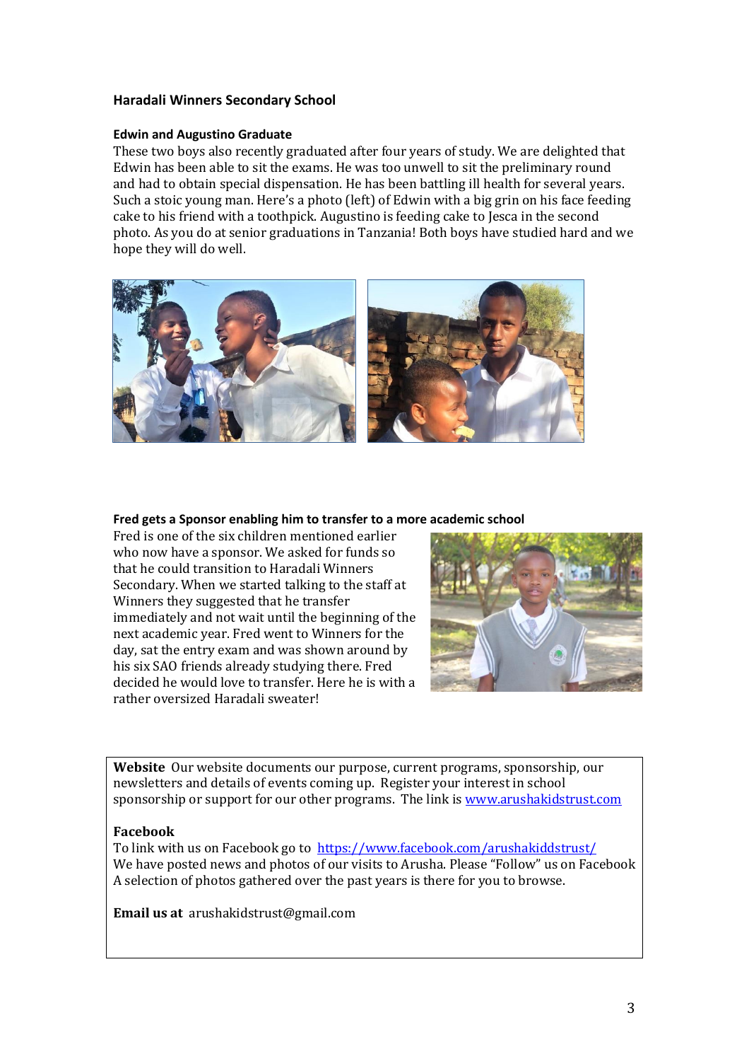## Haradali Winners Secondary School

### Edwin and Augustino Graduate

These two boys also recently graduated after four years of study. We are delighted that Edwin has been able to sit the exams. He was too unwell to sit the preliminary round and had to obtain special dispensation. He has been battling ill health for several years. Such a stoic young man. Here's a photo (left) of Edwin with a big grin on his face feeding cake to his friend with a toothpick. Augustino is feeding cake to Jesca in the second photo. As you do at senior graduations in Tanzania! Both boys have studied hard and we hope they will do well.

### Fred gets a Sponsor enabling him to transfer to a more academic school

Fred is one of the six children mentioned earlier who now have a sponsor. We asked for funds so that he could transition to Haradali Winners Secondary. When we started talking to the staff at Winners they suggested that he transfer immediately and not wait until the beginning of the next academic year. Fred went to Winners for the day, sat the entry exam and was shown around by his six SAO friends already studying there. Fred decided he would love to transfer. Here he is with a rather oversized Haradali sweater!

**Website** Our website documents our purpose, current programs, sponsorship, our newsletters and details of events coming up. Register your interest in school sponsorship or support for our other programs. The link is [www.arushakidstrust.com](www.arushakidstrust.com)

**Facebook**
To link with us on Facebook go to [https://www.facebook.com/arushakiddstrust/](https://www.facebook.com/arushakiddstrust/)
We have posted news and photos of our visits to Arusha. Please "Follow" us on Facebook
A selection of photos gathered over the past years is there for you to browse.

**Email us at** arushakidstrust@gmail.com